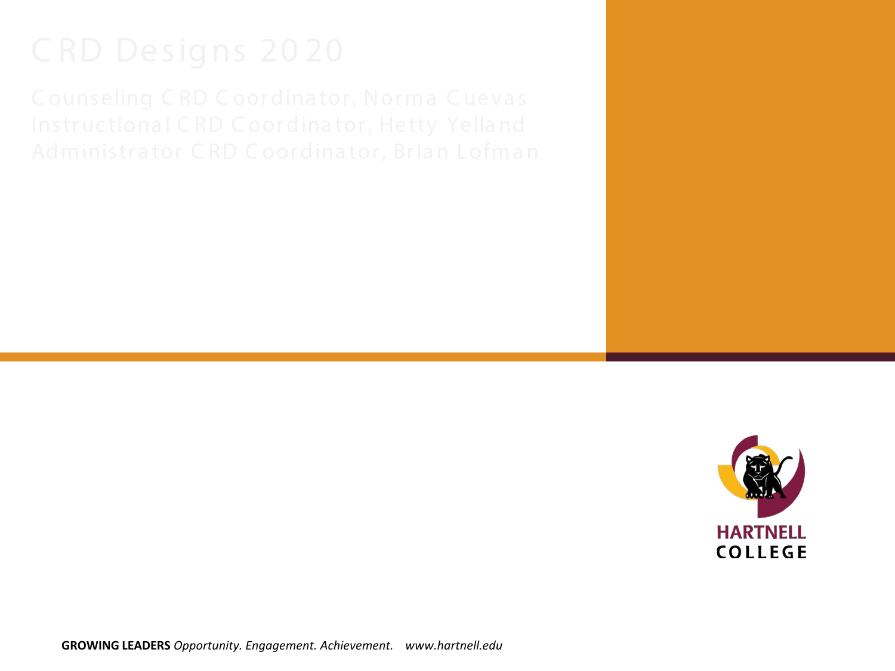# CRD Designs 2020

Counseling CRD Coordinator, Norma Cuevas
Instructional CRD Coordinator, Hetty Yelland
Administrator CRD Coordinator, Brian Lofman

HARTNELL COLLEGE

**GROWING LEADERS** *Opportunity. Engagement. Achievement.* *www.hartnell.edu*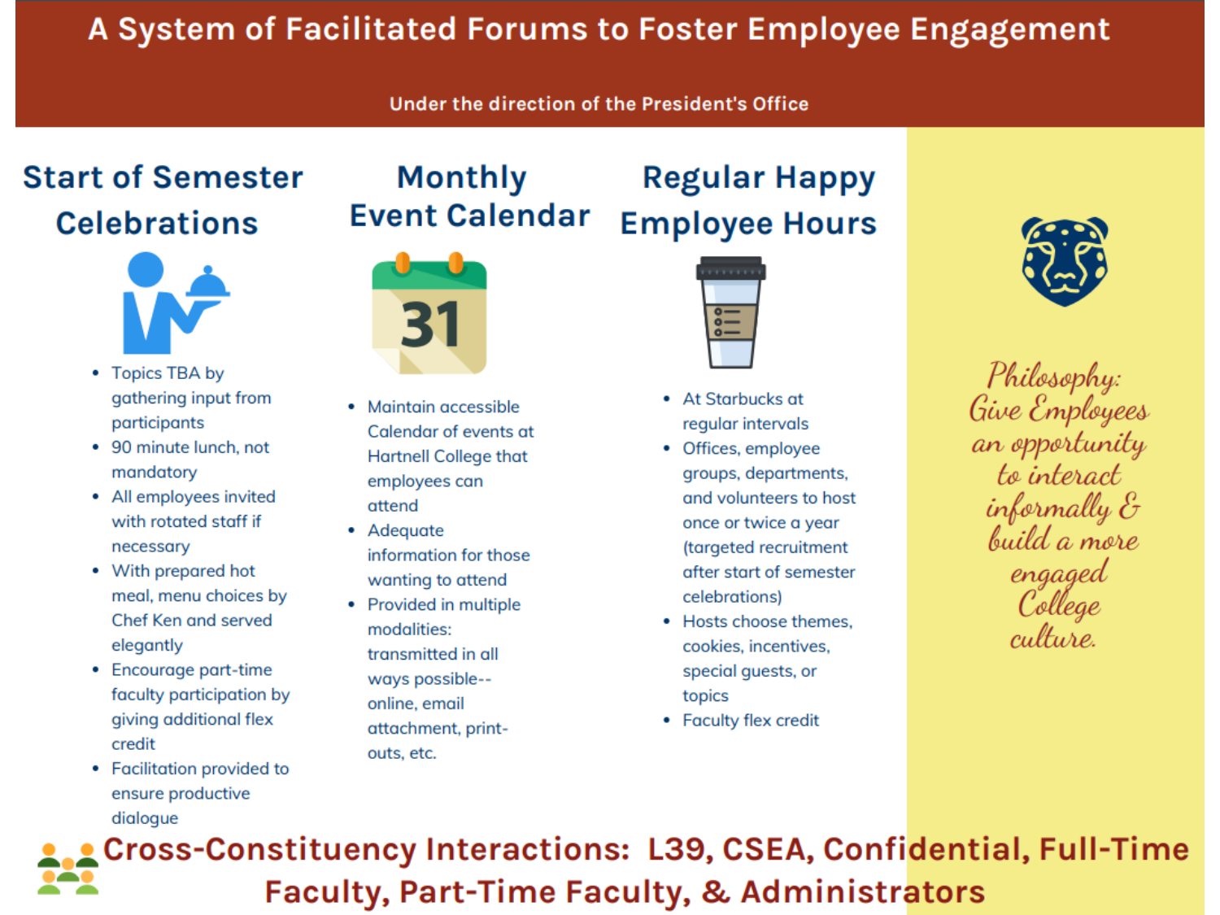# A System of Facilitated Forums to Foster Employee Engagement

Under the direction of the President's Office

## Start of Semester Celebrations

- Topics TBA by gathering input from participants
- 90 minute lunch, not mandatory
- All employees invited with rotated staff if necessary
- With prepared hot meal, menu choices by Chef Ken and served elegantly
- Encourage part-time faculty participation by giving additional flex credit
- Facilitation provided to ensure productive dialogue

## Monthly Event Calendar

- Maintain accessible Calendar of events at Hartnell College that employees can attend
- Adequate information for those wanting to attend
- Provided in multiple modalities: transmitted in all ways possible--online, email attachment, print-outs, etc.

## Regular Happy Employee Hours

- At Starbucks at regular intervals
- Offices, employee groups, departments, and volunteers to host once or twice a year (targeted recruitment after start of semester celebrations)
- Hosts choose themes, cookies, incentives, special guests, or topics
- Faculty flex credit

*Philosophy: Give Employees an opportunity to interact informally & build a more engaged College culture.*

**Cross-Constituency Interactions: L39, CSEA, Confidential, Full-Time Faculty, Part-Time Faculty, & Administrators**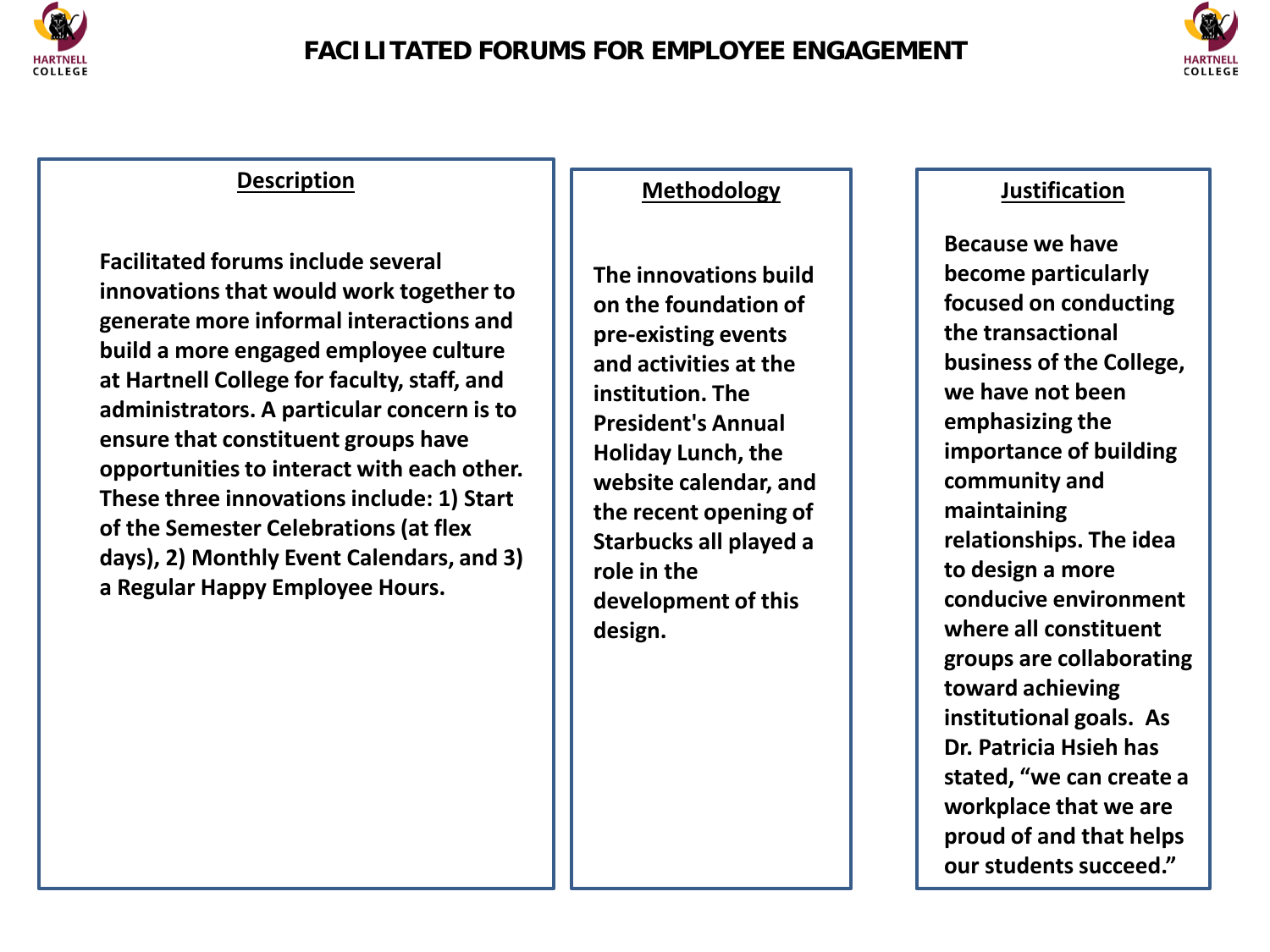# FACILITATED FORUMS FOR EMPLOYEE ENGAGEMENT

## Description

Facilitated forums include several innovations that would work together to generate more informal interactions and build a more engaged employee culture at Hartnell College for faculty, staff, and administrators. A particular concern is to ensure that constituent groups have opportunities to interact with each other. These three innovations include: 1) Start of the Semester Celebrations (at flex days), 2) Monthly Event Calendars, and 3) a Regular Happy Employee Hours.

## Methodology

The innovations build on the foundation of pre-existing events and activities at the institution. The President's Annual Holiday Lunch, the website calendar, and the recent opening of Starbucks all played a role in the development of this design.

## Justification

Because we have become particularly focused on conducting the transactional business of the College, we have not been emphasizing the importance of building community and maintaining relationships. The idea to design a more conducive environment where all constituent groups are collaborating toward achieving institutional goals. As Dr. Patricia Hsieh has stated, "we can create a workplace that we are proud of and that helps our students succeed."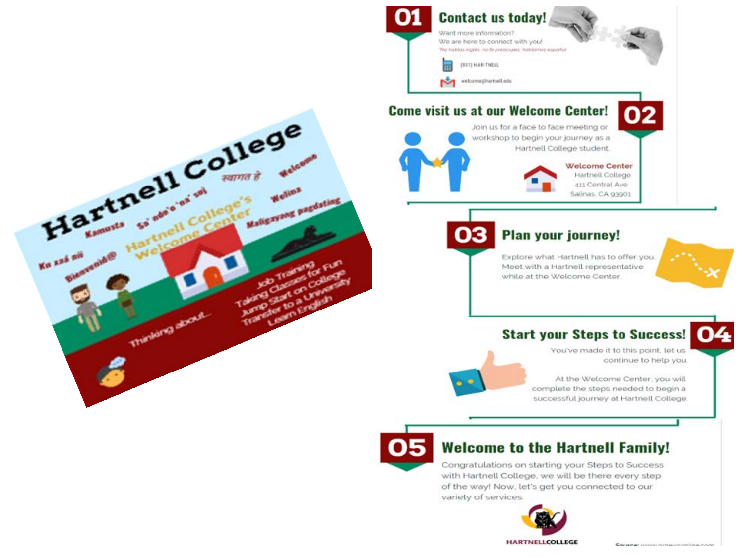# Hartnell College

स्वागत है · Welcome · Kamusta · Sa' ndo'o 'na' saj · Welina · Ku xaá nii · Bienvenid@ · Maligayang pagdating

## Hartnell College's Welcome Center

Thinking about...

- Job Training
- Taking Classes for Fun
- Jump Start on College
- Transfer to a University
- Learn English

## 01 Contact us today!

Want more information?
We are here to connect with you!
*No hablas ingles, no te preocupes, hablamos español*

(831) HAR TNELL

welcome@hartnell.edu

## 02 Come visit us at our Welcome Center!

Join us for a face to face meeting or workshop to begin your journey as a Hartnell College student.

**Welcome Center**
Hartnell College
411 Central Ave.
Salinas, CA 93901

## 03 Plan your journey!

Explore what Hartnell has to offer you. Meet with a Hartnell representative while at the Welcome Center.

## 04 Start your Steps to Success!

You've made it to this point, let us continue to help you.

At the Welcome Center, you will complete the steps needed to begin a successful journey at Hartnell College.

## 05 Welcome to the Hartnell Family!

Congratulations on starting your Steps to Success with Hartnell College, we will be there every step of the way! Now, let's get you connected to our variety of services.

HARTNELLCOLLEGE

Source: www.ornewsonline.com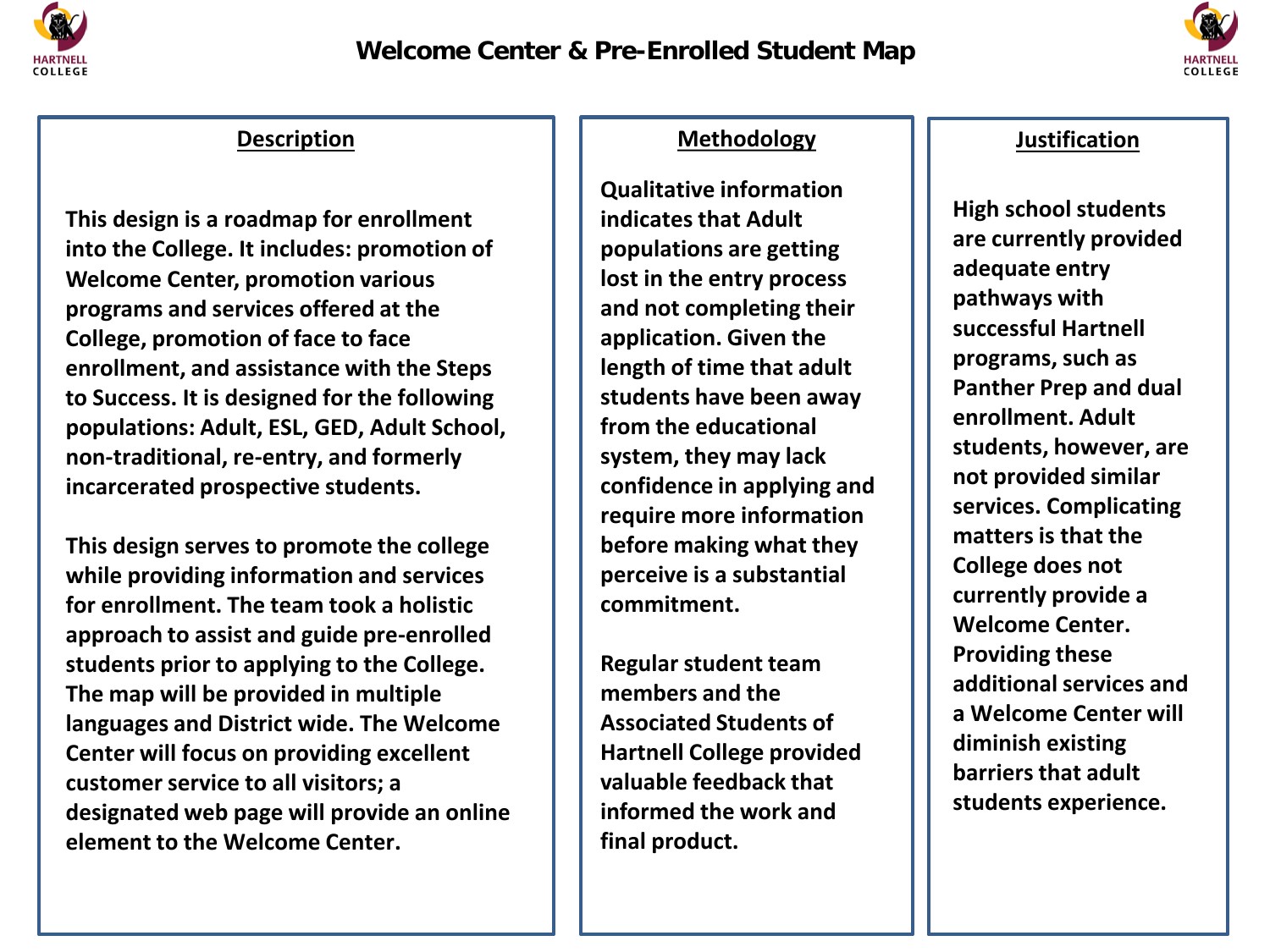# Welcome Center & Pre-Enrolled Student Map

## Description

This design is a roadmap for enrollment into the College. It includes: promotion of Welcome Center, promotion various programs and services offered at the College, promotion of face to face enrollment, and assistance with the Steps to Success. It is designed for the following populations: Adult, ESL, GED, Adult School, non-traditional, re-entry, and formerly incarcerated prospective students.

This design serves to promote the college while providing information and services for enrollment. The team took a holistic approach to assist and guide pre-enrolled students prior to applying to the College. The map will be provided in multiple languages and District wide. The Welcome Center will focus on providing excellent customer service to all visitors; a designated web page will provide an online element to the Welcome Center.

## Methodology

Qualitative information indicates that Adult populations are getting lost in the entry process and not completing their application. Given the length of time that adult students have been away from the educational system, they may lack confidence in applying and require more information before making what they perceive is a substantial commitment.

Regular student team members and the Associated Students of Hartnell College provided valuable feedback that informed the work and final product.

## Justification

High school students are currently provided adequate entry pathways with successful Hartnell programs, such as Panther Prep and dual enrollment. Adult students, however, are not provided similar services. Complicating matters is that the College does not currently provide a Welcome Center. Providing these additional services and a Welcome Center will diminish existing barriers that adult students experience.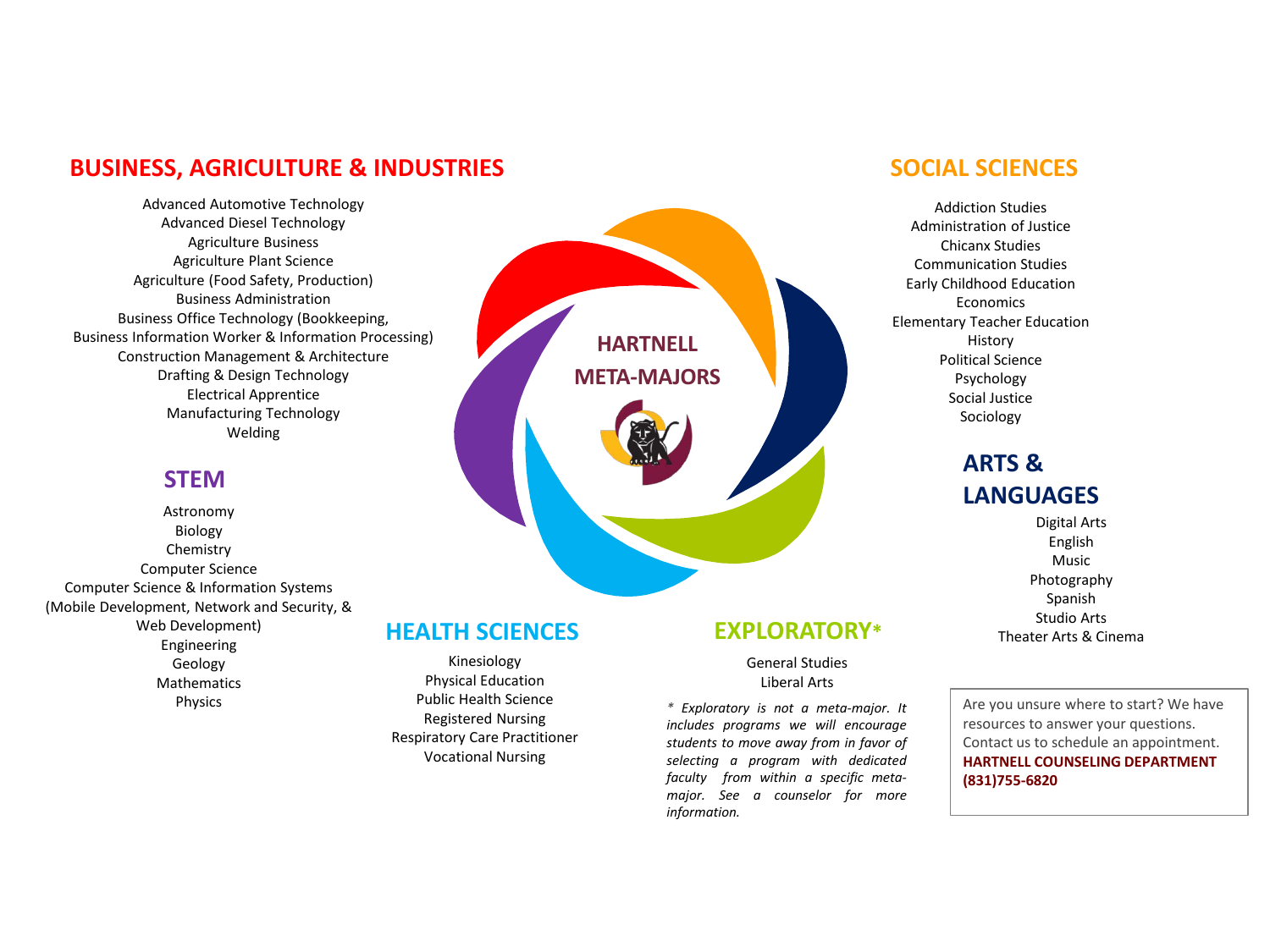# HARTNELL META-MAJORS

## BUSINESS, AGRICULTURE & INDUSTRIES

Advanced Automotive Technology
Advanced Diesel Technology
Agriculture Business
Agriculture Plant Science
Agriculture (Food Safety, Production)
Business Administration
Business Office Technology (Bookkeeping, Business Information Worker & Information Processing)
Construction Management & Architecture
Drafting & Design Technology
Electrical Apprentice
Manufacturing Technology
Welding

## STEM

Astronomy
Biology
Chemistry
Computer Science
Computer Science & Information Systems (Mobile Development, Network and Security, & Web Development)
Engineering
Geology
Mathematics
Physics

## HEALTH SCIENCES

Kinesiology
Physical Education
Public Health Science
Registered Nursing
Respiratory Care Practitioner
Vocational Nursing

## EXPLORATORY*

General Studies
Liberal Arts

*\* Exploratory is not a meta-major. It includes programs we will encourage students to move away from in favor of selecting a program with dedicated faculty from within a specific meta-major. See a counselor for more information.*

## SOCIAL SCIENCES

Addiction Studies
Administration of Justice
Chicanx Studies
Communication Studies
Early Childhood Education
Economics
Elementary Teacher Education
History
Political Science
Psychology
Social Justice
Sociology

## ARTS & LANGUAGES

Digital Arts
English
Music
Photography
Spanish
Studio Arts
Theater Arts & Cinema

Are you unsure where to start? We have resources to answer your questions. Contact us to schedule an appointment.
**HARTNELL COUNSELING DEPARTMENT (831)755-6820**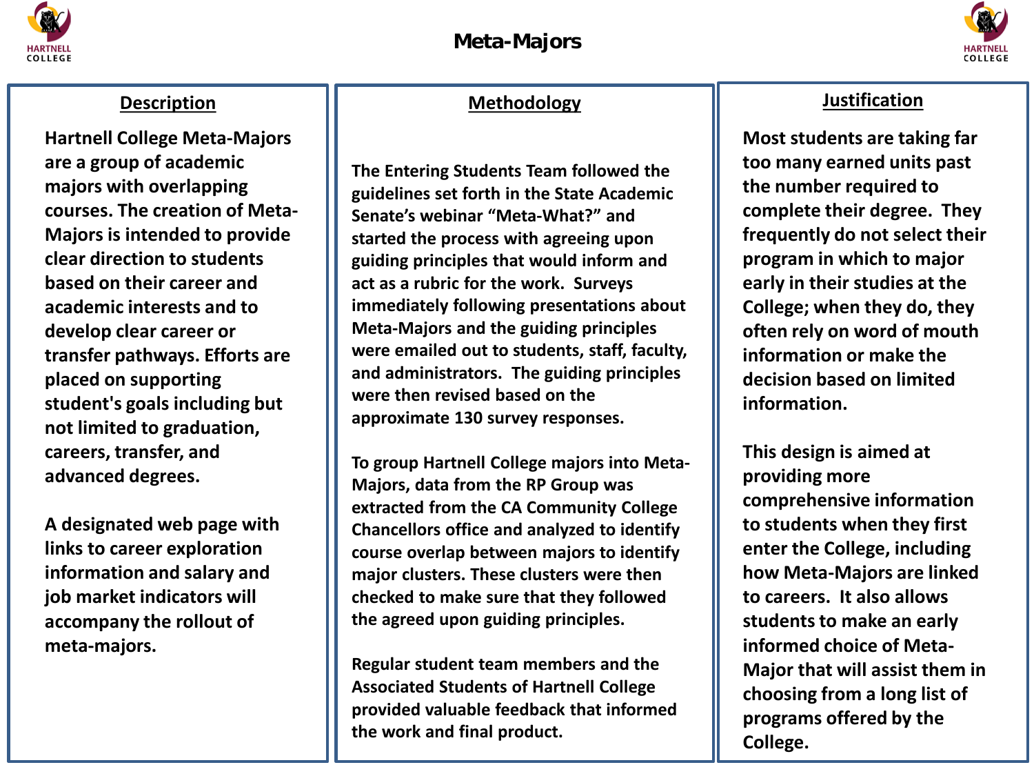# Meta-Majors

## Description

Hartnell College Meta-Majors are a group of academic majors with overlapping courses. The creation of Meta-Majors is intended to provide clear direction to students based on their career and academic interests and to develop clear career or transfer pathways. Efforts are placed on supporting student's goals including but not limited to graduation, careers, transfer, and advanced degrees.

A designated web page with links to career exploration information and salary and job market indicators will accompany the rollout of meta-majors.

## Methodology

The Entering Students Team followed the guidelines set forth in the State Academic Senate's webinar "Meta-What?" and started the process with agreeing upon guiding principles that would inform and act as a rubric for the work. Surveys immediately following presentations about Meta-Majors and the guiding principles were emailed out to students, staff, faculty, and administrators. The guiding principles were then revised based on the approximate 130 survey responses.

To group Hartnell College majors into Meta-Majors, data from the RP Group was extracted from the CA Community College Chancellors office and analyzed to identify course overlap between majors to identify major clusters. These clusters were then checked to make sure that they followed the agreed upon guiding principles.

Regular student team members and the Associated Students of Hartnell College provided valuable feedback that informed the work and final product.

## Justification

Most students are taking far too many earned units past the number required to complete their degree. They frequently do not select their program in which to major early in their studies at the College; when they do, they often rely on word of mouth information or make the decision based on limited information.

This design is aimed at providing more comprehensive information to students when they first enter the College, including how Meta-Majors are linked to careers. It also allows students to make an early informed choice of Meta-Major that will assist them in choosing from a long list of programs offered by the College.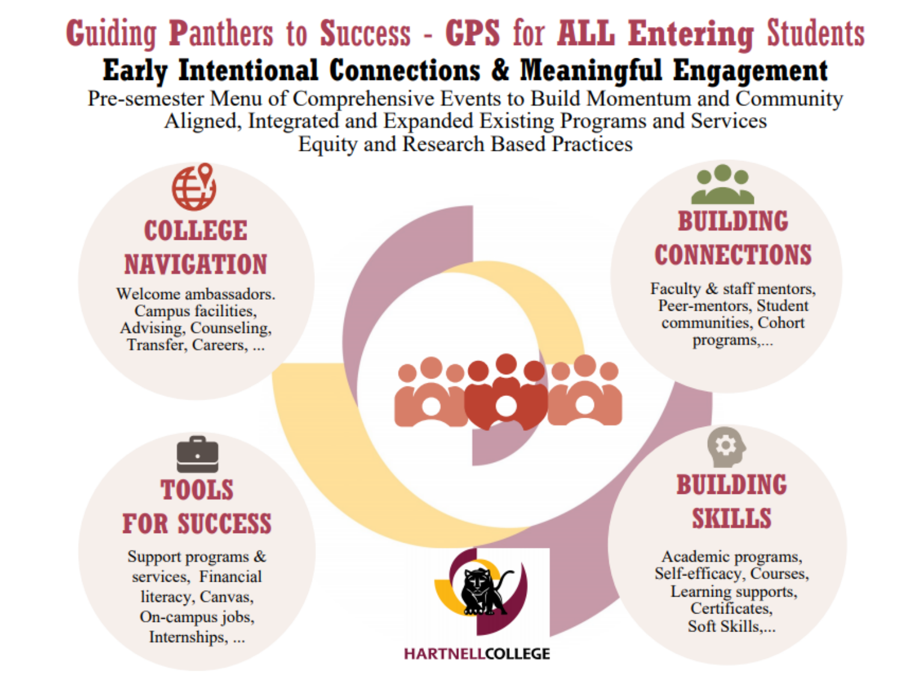# Guiding Panthers to Success - GPS for ALL Entering Students

## Early Intentional Connections & Meaningful Engagement

Pre-semester Menu of Comprehensive Events to Build Momentum and Community
Aligned, Integrated and Expanded Existing Programs and Services
Equity and Research Based Practices

### COLLEGE NAVIGATION

Welcome ambassadors. Campus facilities, Advising, Counseling, Transfer, Careers, ...

### BUILDING CONNECTIONS

Faculty & staff mentors, Peer-mentors, Student communities, Cohort programs,...

### TOOLS FOR SUCCESS

Support programs & services, Financial literacy, Canvas, On-campus jobs, Internships, ...

### BUILDING SKILLS

Academic programs, Self-efficacy, Courses, Learning supports, Certificates, Soft Skills,...

HARTNELLCOLLEGE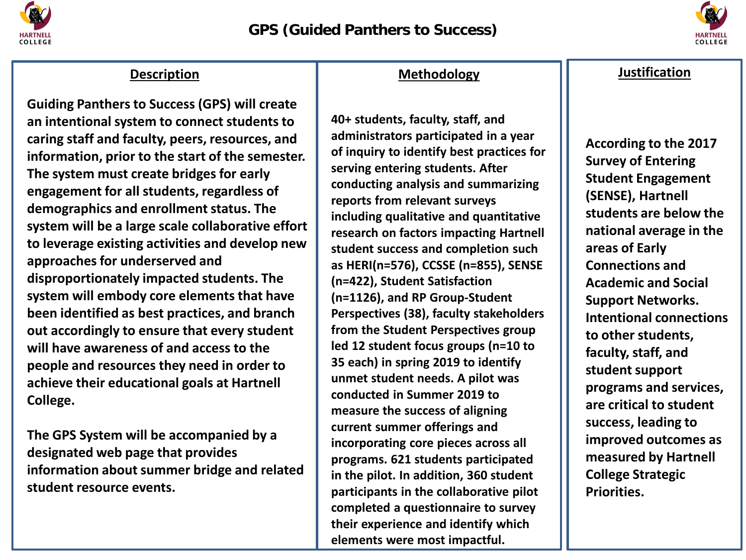# GPS (Guided Panthers to Success)

## Description

Guiding Panthers to Success (GPS) will create an intentional system to connect students to caring staff and faculty, peers, resources, and information, prior to the start of the semester. The system must create bridges for early engagement for all students, regardless of demographics and enrollment status. The system will be a large scale collaborative effort to leverage existing activities and develop new approaches for underserved and disproportionately impacted students. The system will embody core elements that have been identified as best practices, and branch out accordingly to ensure that every student will have awareness of and access to the people and resources they need in order to achieve their educational goals at Hartnell College.

The GPS System will be accompanied by a designated web page that provides information about summer bridge and related student resource events.

## Methodology

40+ students, faculty, staff, and administrators participated in a year of inquiry to identify best practices for serving entering students. After conducting analysis and summarizing reports from relevant surveys including qualitative and quantitative research on factors impacting Hartnell student success and completion such as HERI(n=576), CCSSE (n=855), SENSE (n=422), Student Satisfaction (n=1126), and RP Group-Student Perspectives (38), faculty stakeholders from the Student Perspectives group led 12 student focus groups (n=10 to 35 each) in spring 2019 to identify unmet student needs. A pilot was conducted in Summer 2019 to measure the success of aligning current summer offerings and incorporating core pieces across all programs. 621 students participated in the pilot. In addition, 360 student participants in the collaborative pilot completed a questionnaire to survey their experience and identify which elements were most impactful.

## Justification

According to the 2017 Survey of Entering Student Engagement (SENSE), Hartnell students are below the national average in the areas of Early Connections and Academic and Social Support Networks. Intentional connections to other students, faculty, staff, and student support programs and services, are critical to student success, leading to improved outcomes as measured by Hartnell College Strategic Priorities.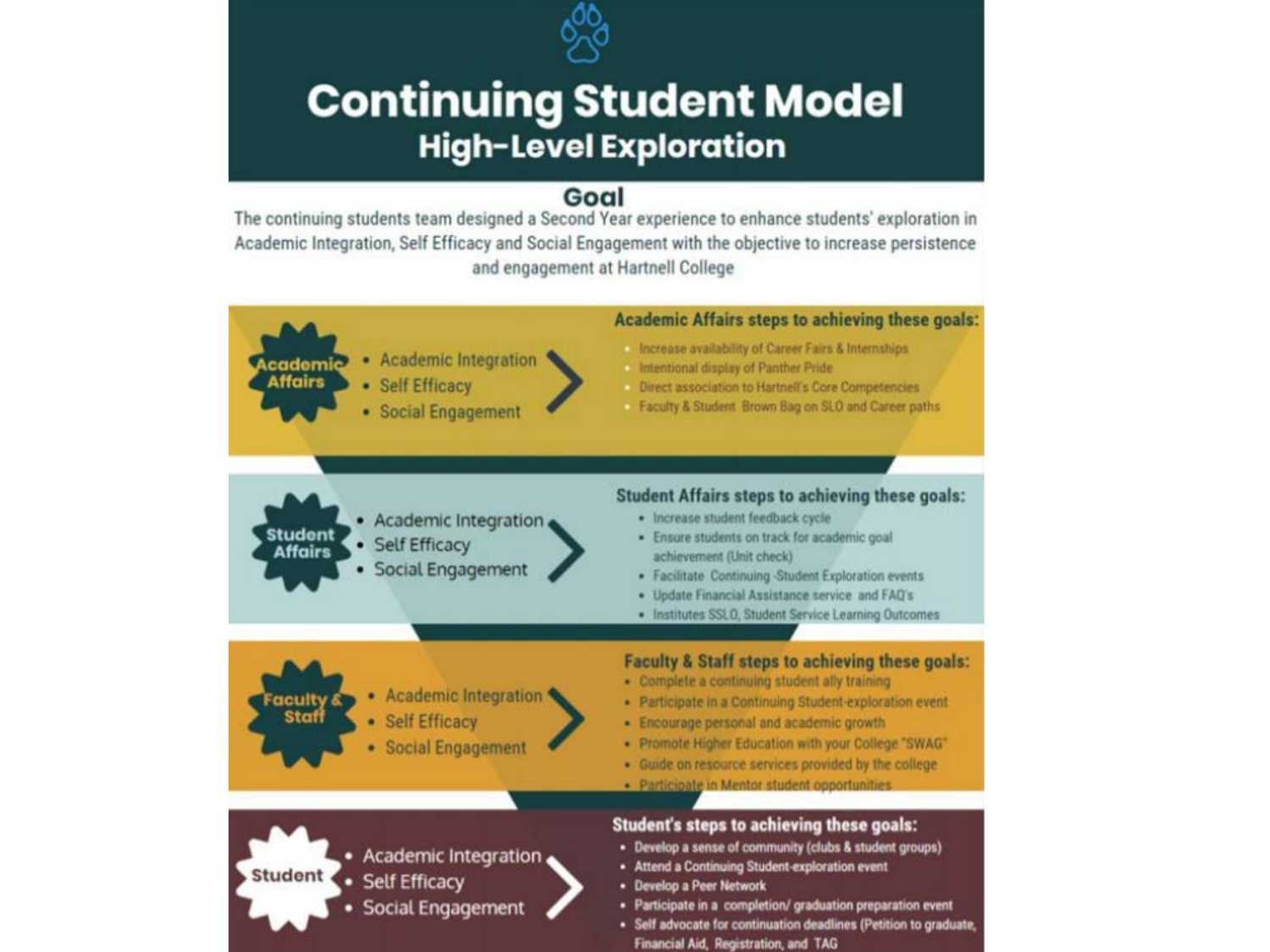# Continuing Student Model

## High-Level Exploration

### Goal

The continuing students team designed a Second Year experience to enhance students' exploration in Academic Integration, Self Efficacy and Social Engagement with the objective to increase persistence and engagement at Hartnell College

**Academic Affairs**

- Academic Integration
- Self Efficacy
- Social Engagement

**Academic Affairs steps to achieving these goals:**

- Increase availability of Career Fairs & Internships
- Intentional display of Panther Pride
- Direct association to Hartnell's Core Competencies
- Faculty & Student Brown Bag on SLO and Career paths

**Student Affairs**

- Academic Integration
- Self Efficacy
- Social Engagement

**Student Affairs steps to achieving these goals:**

- Increase student feedback cycle
- Ensure students on track for academic goal achievement (Unit check)
- Facilitate Continuing -Student Exploration events
- Update Financial Assistance service and FAQ's
- Institutes SSLO, Student Service Learning Outcomes

**Faculty & Staff**

- Academic Integration
- Self Efficacy
- Social Engagement

**Faculty & Staff steps to achieving these goals:**

- Complete a continuing student ally training
- Participate in a Continuing Student-exploration event
- Encourage personal and academic growth
- Promote Higher Education with your College "SWAG"
- Guide on resource services provided by the college
- Participate in Mentor student opportunities

**Student**

- Academic Integration
- Self Efficacy
- Social Engagement

**Student's steps to achieving these goals:**

- Develop a sense of community (clubs & student groups)
- Attend a Continuing Student-exploration event
- Develop a Peer Network
- Participate in a completion/ graduation preparation event
- Self advocate for continuation deadlines (Petition to graduate, Financial Aid, Registration, and TAG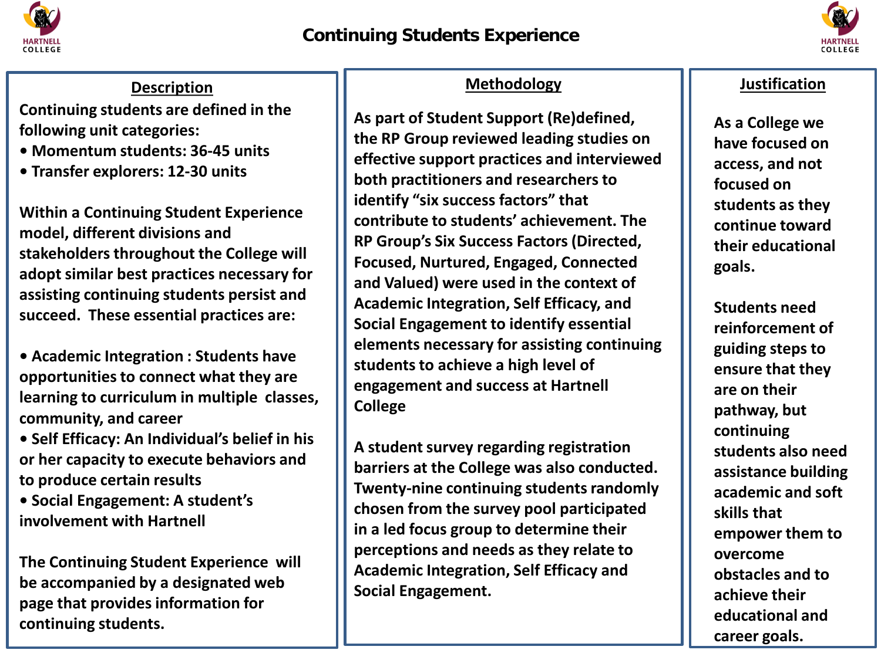# Continuing Students Experience

## Description

Continuing students are defined in the following unit categories:

- Momentum students: 36-45 units
- Transfer explorers: 12-30 units

Within a Continuing Student Experience model, different divisions and stakeholders throughout the College will adopt similar best practices necessary for assisting continuing students persist and succeed. These essential practices are:

- Academic Integration : Students have opportunities to connect what they are learning to curriculum in multiple classes, community, and career
- Self Efficacy: An Individual's belief in his or her capacity to execute behaviors and to produce certain results
- Social Engagement: A student's involvement with Hartnell

The Continuing Student Experience will be accompanied by a designated web page that provides information for continuing students.

## Methodology

As part of Student Support (Re)defined, the RP Group reviewed leading studies on effective support practices and interviewed both practitioners and researchers to identify "six success factors" that contribute to students' achievement. The RP Group's Six Success Factors (Directed, Focused, Nurtured, Engaged, Connected and Valued) were used in the context of Academic Integration, Self Efficacy, and Social Engagement to identify essential elements necessary for assisting continuing students to achieve a high level of engagement and success at Hartnell College

A student survey regarding registration barriers at the College was also conducted. Twenty-nine continuing students randomly chosen from the survey pool participated in a led focus group to determine their perceptions and needs as they relate to Academic Integration, Self Efficacy and Social Engagement.

## Justification

As a College we have focused on access, and not focused on students as they continue toward their educational goals.

Students need reinforcement of guiding steps to ensure that they are on their pathway, but continuing students also need assistance building academic and soft skills that empower them to overcome obstacles and to achieve their educational and career goals.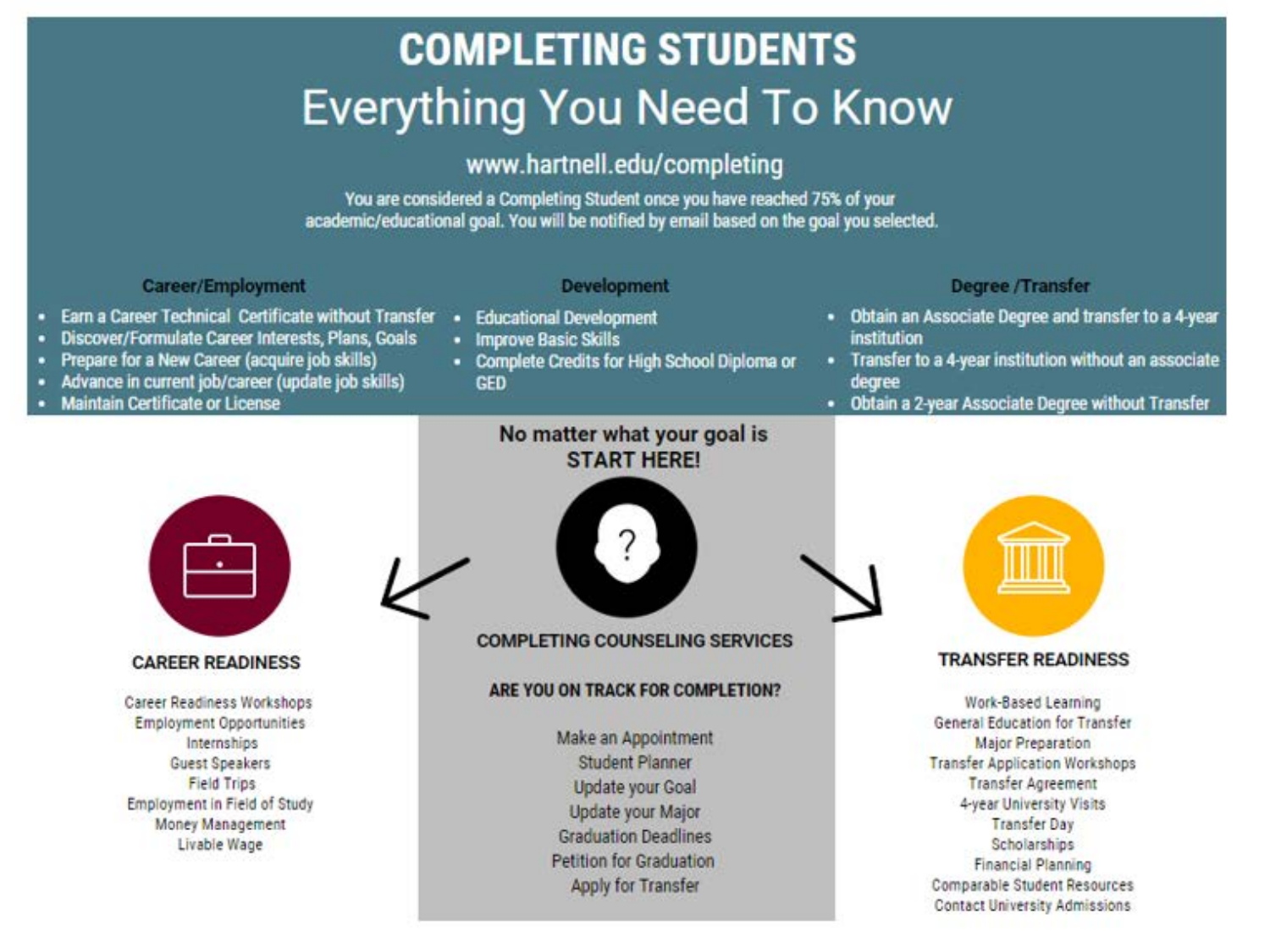# COMPLETING STUDENTS

## Everything You Need To Know

www.hartnell.edu/completing

You are considered a Completing Student once you have reached 75% of your academic/educational goal. You will be notified by email based on the goal you selected.

### Career/Employment

- Earn a Career Technical Certificate without Transfer
- Discover/Formulate Career Interests, Plans, Goals
- Prepare for a New Career (acquire job skills)
- Advance in current job/career (update job skills)
- Maintain Certificate or License

### Development

- Educational Development
- Improve Basic Skills
- Complete Credits for High School Diploma or GED

### Degree /Transfer

- Obtain an Associate Degree and transfer to a 4-year institution
- Transfer to a 4-year institution without an associate degree
- Obtain a 2-year Associate Degree without Transfer

No matter what your goal is
**START HERE!**

### COMPLETING COUNSELING SERVICES

**ARE YOU ON TRACK FOR COMPLETION?**

Make an Appointment
Student Planner
Update your Goal
Update your Major
Graduation Deadlines
Petition for Graduation
Apply for Transfer

### CAREER READINESS

Career Readiness Workshops
Employment Opportunities
Internships
Guest Speakers
Field Trips
Employment in Field of Study
Money Management
Livable Wage

### TRANSFER READINESS

Work-Based Learning
General Education for Transfer
Major Preparation
Transfer Application Workshops
Transfer Agreement
4-year University Visits
Transfer Day
Scholarships
Financial Planning
Comparable Student Resources
Contact University Admissions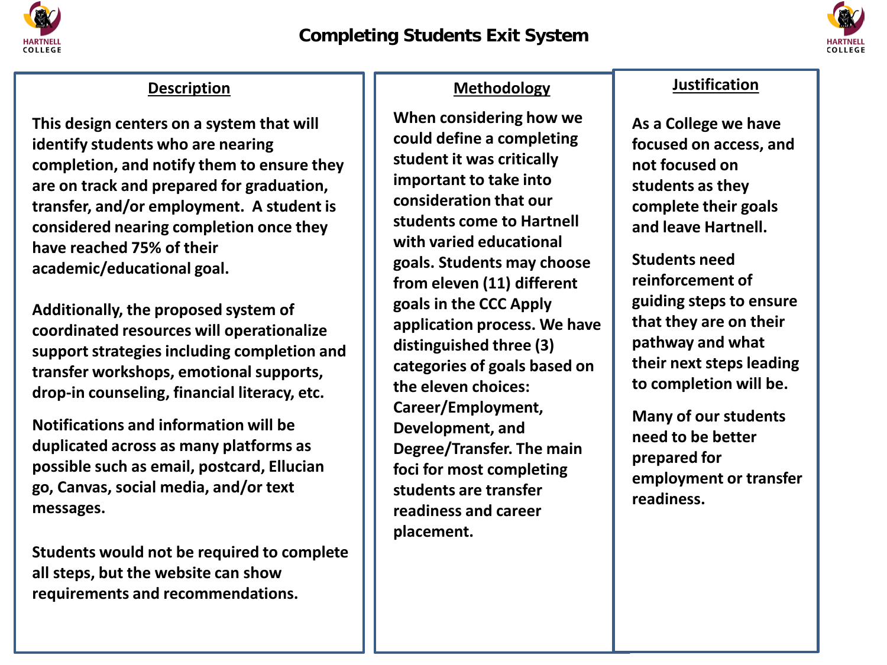# Completing Students Exit System

## Description

This design centers on a system that will identify students who are nearing completion, and notify them to ensure they are on track and prepared for graduation, transfer, and/or employment. A student is considered nearing completion once they have reached 75% of their academic/educational goal.

Additionally, the proposed system of coordinated resources will operationalize support strategies including completion and transfer workshops, emotional supports, drop-in counseling, financial literacy, etc.

Notifications and information will be duplicated across as many platforms as possible such as email, postcard, Ellucian go, Canvas, social media, and/or text messages.

Students would not be required to complete all steps, but the website can show requirements and recommendations.

## Methodology

When considering how we could define a completing student it was critically important to take into consideration that our students come to Hartnell with varied educational goals. Students may choose from eleven (11) different goals in the CCC Apply application process. We have distinguished three (3) categories of goals based on the eleven choices: Career/Employment, Development, and Degree/Transfer. The main foci for most completing students are transfer readiness and career placement.

## Justification

As a College we have focused on access, and not focused on students as they complete their goals and leave Hartnell.

Students need reinforcement of guiding steps to ensure that they are on their pathway and what their next steps leading to completion will be.

Many of our students need to be better prepared for employment or transfer readiness.